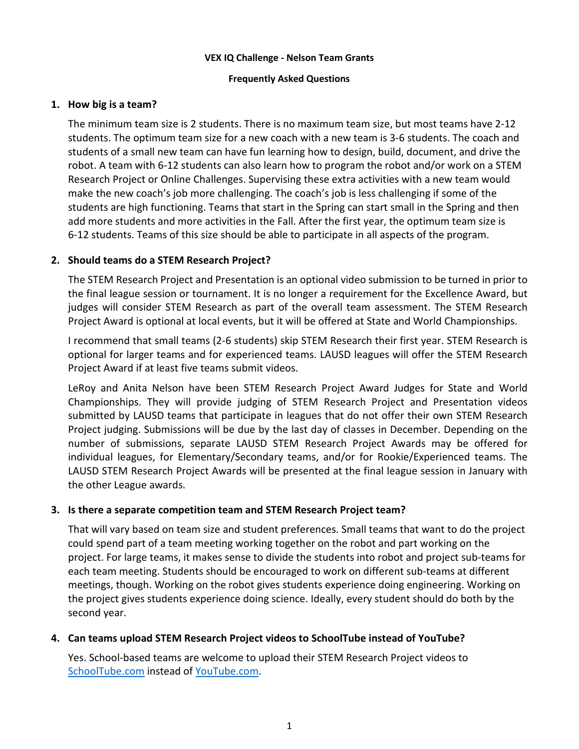**VEX IQ Challenge - Nelson Team Grants**

**Frequently Asked Questions**

1. **How big is a team?**

   The minimum team size is 2 students. There is no maximum team size, but most teams have 2-12 students. The optimum team size for a new coach with a new team is 3-6 students. The coach and students of a small new team can have fun learning how to design, build, document, and drive the robot. A team with 6-12 students can also learn how to program the robot and/or work on a STEM Research Project or Online Challenges. Supervising these extra activities with a new team would make the new coach's job more challenging. The coach's job is less challenging if some of the students are high functioning. Teams that start in the Spring can start small in the Spring and then add more students and more activities in the Fall. After the first year, the optimum team size is 6-12 students. Teams of this size should be able to participate in all aspects of the program.

2. **Should teams do a STEM Research Project?**

   The STEM Research Project and Presentation is an optional video submission to be turned in prior to the final league session or tournament. It is no longer a requirement for the Excellence Award, but judges will consider STEM Research as part of the overall team assessment. The STEM Research Project Award is optional at local events, but it will be offered at State and World Championships.

   I recommend that small teams (2-6 students) skip STEM Research their first year. STEM Research is optional for larger teams and for experienced teams. LAUSD leagues will offer the STEM Research Project Award if at least five teams submit videos.

   LeRoy and Anita Nelson have been STEM Research Project Award Judges for State and World Championships. They will provide judging of STEM Research Project and Presentation videos submitted by LAUSD teams that participate in leagues that do not offer their own STEM Research Project judging. Submissions will be due by the last day of classes in December. Depending on the number of submissions, separate LAUSD STEM Research Project Awards may be offered for individual leagues, for Elementary/Secondary teams, and/or for Rookie/Experienced teams. The LAUSD STEM Research Project Awards will be presented at the final league session in January with the other League awards.

3. **Is there a separate competition team and STEM Research Project team?**

   That will vary based on team size and student preferences. Small teams that want to do the project could spend part of a team meeting working together on the robot and part working on the project. For large teams, it makes sense to divide the students into robot and project sub-teams for each team meeting. Students should be encouraged to work on different sub-teams at different meetings, though. Working on the robot gives students experience doing engineering. Working on the project gives students experience doing science. Ideally, every student should do both by the second year.

4. **Can teams upload STEM Research Project videos to SchoolTube instead of YouTube?**

   Yes. School-based teams are welcome to upload their STEM Research Project videos to SchoolTube.com instead of YouTube.com.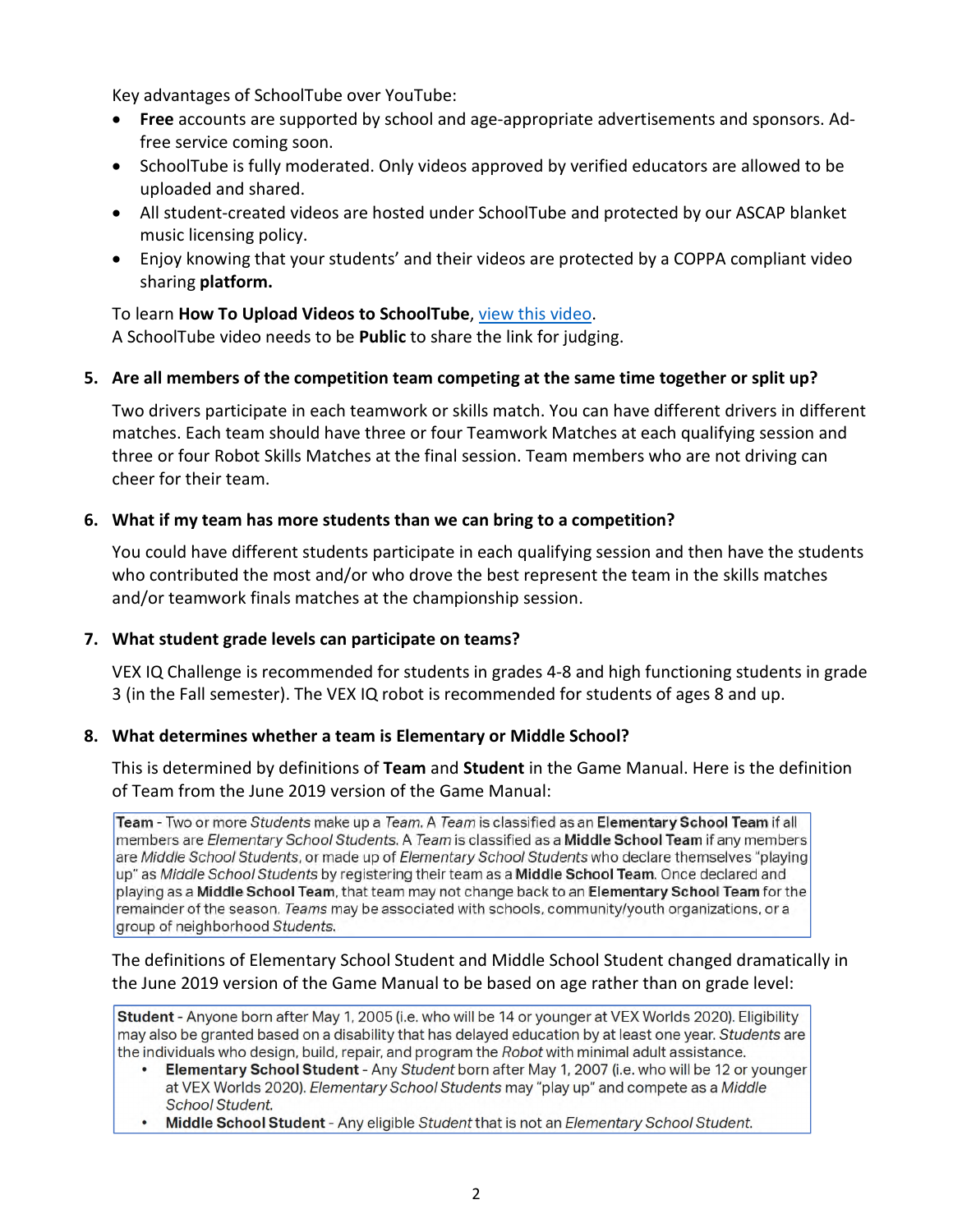Key advantages of SchoolTube over YouTube:

- **Free** accounts are supported by school and age-appropriate advertisements and sponsors. Ad-free service coming soon.
- SchoolTube is fully moderated. Only videos approved by verified educators are allowed to be uploaded and shared.
- All student-created videos are hosted under SchoolTube and protected by our ASCAP blanket music licensing policy.
- Enjoy knowing that your students' and their videos are protected by a COPPA compliant video sharing **platform.**

To learn **How To Upload Videos to SchoolTube**, view this video.
A SchoolTube video needs to be **Public** to share the link for judging.

**5. Are all members of the competition team competing at the same time together or split up?**

Two drivers participate in each teamwork or skills match. You can have different drivers in different matches. Each team should have three or four Teamwork Matches at each qualifying session and three or four Robot Skills Matches at the final session. Team members who are not driving can cheer for their team.

**6. What if my team has more students than we can bring to a competition?**

You could have different students participate in each qualifying session and then have the students who contributed the most and/or who drove the best represent the team in the skills matches and/or teamwork finals matches at the championship session.

**7. What student grade levels can participate on teams?**

VEX IQ Challenge is recommended for students in grades 4-8 and high functioning students in grade 3 (in the Fall semester). The VEX IQ robot is recommended for students of ages 8 and up.

**8. What determines whether a team is Elementary or Middle School?**

This is determined by definitions of **Team** and **Student** in the Game Manual. Here is the definition of Team from the June 2019 version of the Game Manual:

> **Team** - Two or more *Students* make up a *Team*. A *Team* is classified as an **Elementary School Team** if all members are *Elementary School Students*. A *Team* is classified as a **Middle School Team** if any members are *Middle School Students*, or made up of *Elementary School Students* who declare themselves "playing up" as *Middle School Students* by registering their team as a **Middle School Team**. Once declared and playing as a **Middle School Team**, that team may not change back to an **Elementary School Team** for the remainder of the season. *Teams* may be associated with schools, community/youth organizations, or a group of neighborhood *Students*.

The definitions of Elementary School Student and Middle School Student changed dramatically in the June 2019 version of the Game Manual to be based on age rather than on grade level:

> **Student** - Anyone born after May 1, 2005 (i.e. who will be 14 or younger at VEX Worlds 2020). Eligibility may also be granted based on a disability that has delayed education by at least one year. *Students* are the individuals who design, build, repair, and program the *Robot* with minimal adult assistance.
>
> - **Elementary School Student** - Any *Student* born after May 1, 2007 (i.e. who will be 12 or younger at VEX Worlds 2020). *Elementary School Students* may "play up" and compete as a *Middle School Student*.
> - **Middle School Student** - Any eligible *Student* that is not an *Elementary School Student*.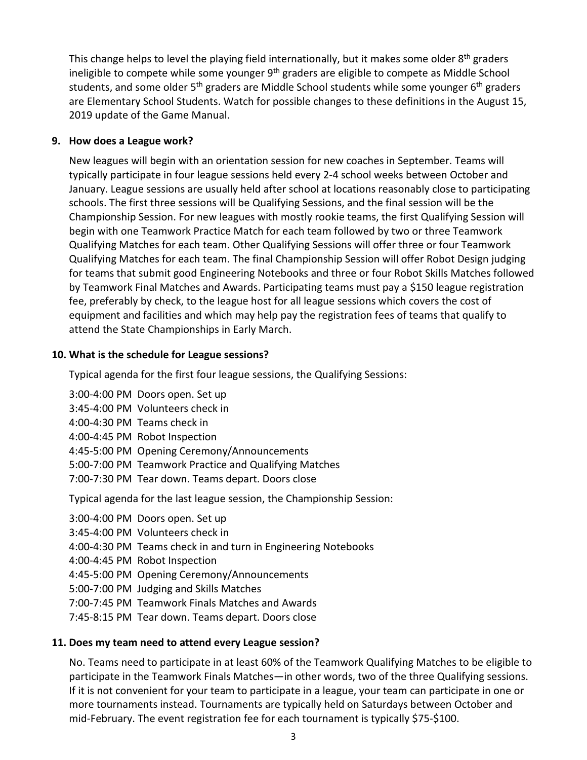This change helps to level the playing field internationally, but it makes some older 8th graders ineligible to compete while some younger 9th graders are eligible to compete as Middle School students, and some older 5th graders are Middle School students while some younger 6th graders are Elementary School Students. Watch for possible changes to these definitions in the August 15, 2019 update of the Game Manual.

**9. How does a League work?**

New leagues will begin with an orientation session for new coaches in September. Teams will typically participate in four league sessions held every 2-4 school weeks between October and January. League sessions are usually held after school at locations reasonably close to participating schools. The first three sessions will be Qualifying Sessions, and the final session will be the Championship Session. For new leagues with mostly rookie teams, the first Qualifying Session will begin with one Teamwork Practice Match for each team followed by two or three Teamwork Qualifying Matches for each team. Other Qualifying Sessions will offer three or four Teamwork Qualifying Matches for each team. The final Championship Session will offer Robot Design judging for teams that submit good Engineering Notebooks and three or four Robot Skills Matches followed by Teamwork Final Matches and Awards. Participating teams must pay a $150 league registration fee, preferably by check, to the league host for all league sessions which covers the cost of equipment and facilities and which may help pay the registration fees of teams that qualify to attend the State Championships in Early March.

**10. What is the schedule for League sessions?**

Typical agenda for the first four league sessions, the Qualifying Sessions:

3:00-4:00 PM Doors open. Set up
3:45-4:00 PM Volunteers check in
4:00-4:30 PM Teams check in
4:00-4:45 PM Robot Inspection
4:45-5:00 PM Opening Ceremony/Announcements
5:00-7:00 PM Teamwork Practice and Qualifying Matches
7:00-7:30 PM Tear down. Teams depart. Doors close

Typical agenda for the last league session, the Championship Session:

3:00-4:00 PM Doors open. Set up
3:45-4:00 PM Volunteers check in
4:00-4:30 PM Teams check in and turn in Engineering Notebooks
4:00-4:45 PM Robot Inspection
4:45-5:00 PM Opening Ceremony/Announcements
5:00-7:00 PM Judging and Skills Matches
7:00-7:45 PM Teamwork Finals Matches and Awards
7:45-8:15 PM Tear down. Teams depart. Doors close

**11. Does my team need to attend every League session?**

No. Teams need to participate in at least 60% of the Teamwork Qualifying Matches to be eligible to participate in the Teamwork Finals Matches—in other words, two of the three Qualifying sessions. If it is not convenient for your team to participate in a league, your team can participate in one or more tournaments instead. Tournaments are typically held on Saturdays between October and mid-February. The event registration fee for each tournament is typically $75-$100.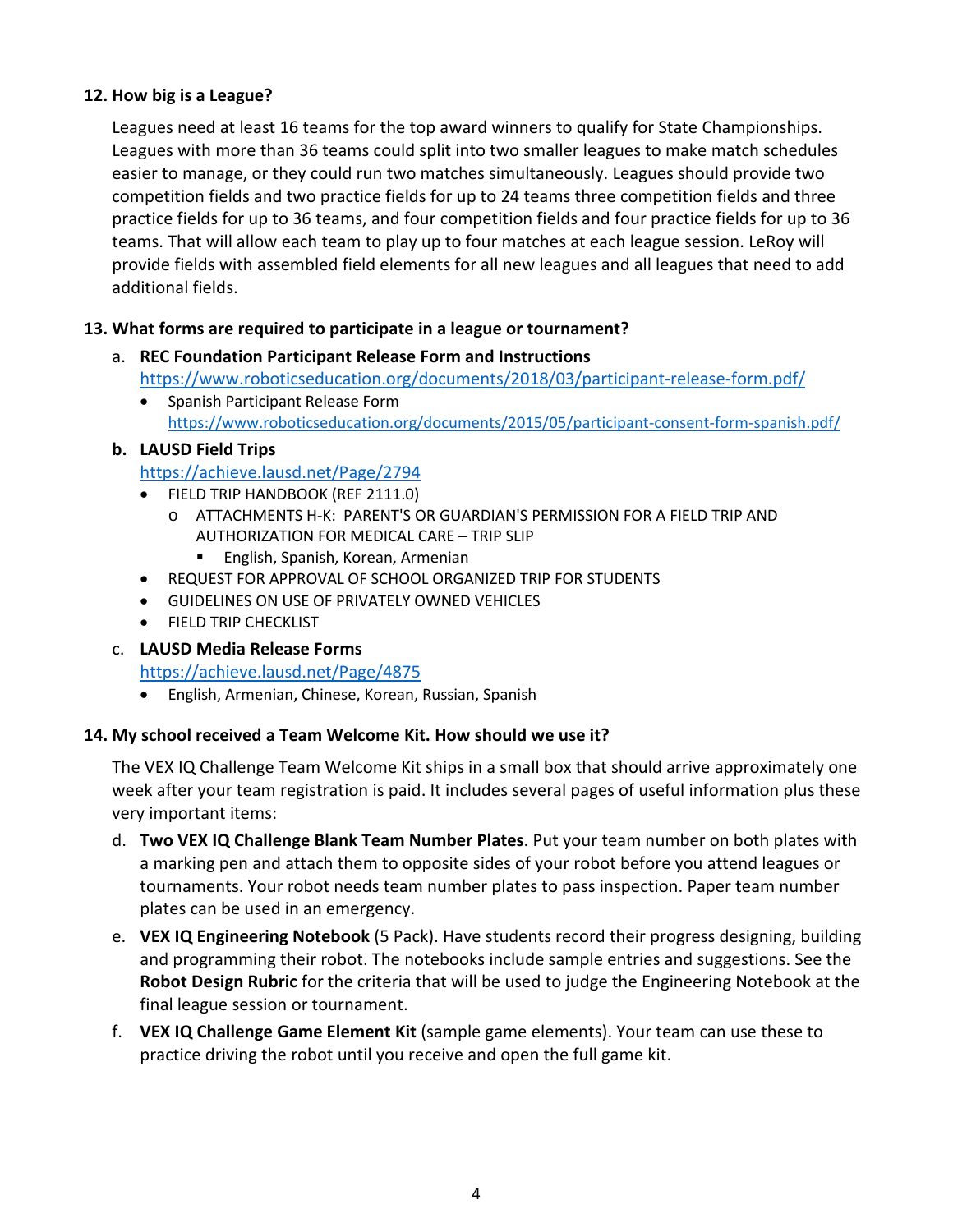**12. How big is a League?**

Leagues need at least 16 teams for the top award winners to qualify for State Championships. Leagues with more than 36 teams could split into two smaller leagues to make match schedules easier to manage, or they could run two matches simultaneously. Leagues should provide two competition fields and two practice fields for up to 24 teams three competition fields and three practice fields for up to 36 teams, and four competition fields and four practice fields for up to 36 teams. That will allow each team to play up to four matches at each league session. LeRoy will provide fields with assembled field elements for all new leagues and all leagues that need to add additional fields.

**13. What forms are required to participate in a league or tournament?**

a. **REC Foundation Participant Release Form and Instructions**
   https://www.roboticseducation.org/documents/2018/03/participant-release-form.pdf/
   - Spanish Participant Release Form
     https://www.roboticseducation.org/documents/2015/05/participant-consent-form-spanish.pdf/

b. **LAUSD Field Trips**
   https://achieve.lausd.net/Page/2794
   - FIELD TRIP HANDBOOK (REF 2111.0)
     - ATTACHMENTS H-K: PARENT'S OR GUARDIAN'S PERMISSION FOR A FIELD TRIP AND AUTHORIZATION FOR MEDICAL CARE – TRIP SLIP
       - English, Spanish, Korean, Armenian
   - REQUEST FOR APPROVAL OF SCHOOL ORGANIZED TRIP FOR STUDENTS
   - GUIDELINES ON USE OF PRIVATELY OWNED VEHICLES
   - FIELD TRIP CHECKLIST

c. **LAUSD Media Release Forms**
   https://achieve.lausd.net/Page/4875
   - English, Armenian, Chinese, Korean, Russian, Spanish

**14. My school received a Team Welcome Kit. How should we use it?**

The VEX IQ Challenge Team Welcome Kit ships in a small box that should arrive approximately one week after your team registration is paid. It includes several pages of useful information plus these very important items:

d. **Two VEX IQ Challenge Blank Team Number Plates**. Put your team number on both plates with a marking pen and attach them to opposite sides of your robot before you attend leagues or tournaments. Your robot needs team number plates to pass inspection. Paper team number plates can be used in an emergency.

e. **VEX IQ Engineering Notebook** (5 Pack). Have students record their progress designing, building and programming their robot. The notebooks include sample entries and suggestions. See the **Robot Design Rubric** for the criteria that will be used to judge the Engineering Notebook at the final league session or tournament.

f. **VEX IQ Challenge Game Element Kit** (sample game elements). Your team can use these to practice driving the robot until you receive and open the full game kit.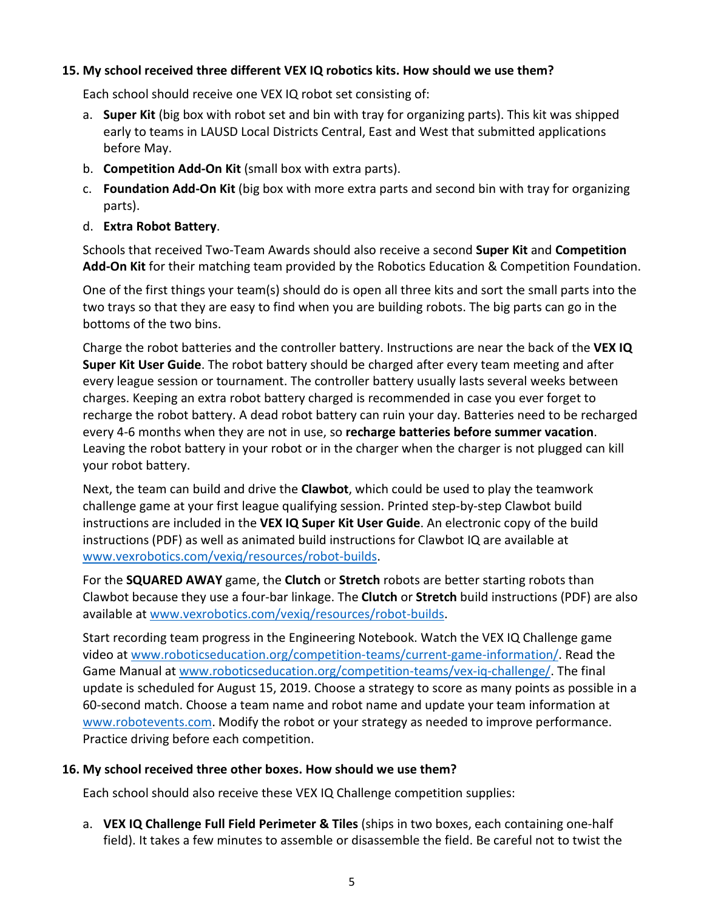**15. My school received three different VEX IQ robotics kits. How should we use them?**

Each school should receive one VEX IQ robot set consisting of:

a. **Super Kit** (big box with robot set and bin with tray for organizing parts). This kit was shipped early to teams in LAUSD Local Districts Central, East and West that submitted applications before May.

b. **Competition Add-On Kit** (small box with extra parts).

c. **Foundation Add-On Kit** (big box with more extra parts and second bin with tray for organizing parts).

d. **Extra Robot Battery**.

Schools that received Two-Team Awards should also receive a second **Super Kit** and **Competition Add-On Kit** for their matching team provided by the Robotics Education & Competition Foundation.

One of the first things your team(s) should do is open all three kits and sort the small parts into the two trays so that they are easy to find when you are building robots. The big parts can go in the bottoms of the two bins.

Charge the robot batteries and the controller battery. Instructions are near the back of the **VEX IQ Super Kit User Guide**. The robot battery should be charged after every team meeting and after every league session or tournament. The controller battery usually lasts several weeks between charges. Keeping an extra robot battery charged is recommended in case you ever forget to recharge the robot battery. A dead robot battery can ruin your day. Batteries need to be recharged every 4-6 months when they are not in use, so **recharge batteries before summer vacation**. Leaving the robot battery in your robot or in the charger when the charger is not plugged can kill your robot battery.

Next, the team can build and drive the **Clawbot**, which could be used to play the teamwork challenge game at your first league qualifying session. Printed step-by-step Clawbot build instructions are included in the **VEX IQ Super Kit User Guide**. An electronic copy of the build instructions (PDF) as well as animated build instructions for Clawbot IQ are available at www.vexrobotics.com/vexiq/resources/robot-builds.

For the **SQUARED AWAY** game, the **Clutch** or **Stretch** robots are better starting robots than Clawbot because they use a four-bar linkage. The **Clutch** or **Stretch** build instructions (PDF) are also available at www.vexrobotics.com/vexiq/resources/robot-builds.

Start recording team progress in the Engineering Notebook. Watch the VEX IQ Challenge game video at www.roboticseducation.org/competition-teams/current-game-information/. Read the Game Manual at www.roboticseducation.org/competition-teams/vex-iq-challenge/. The final update is scheduled for August 15, 2019. Choose a strategy to score as many points as possible in a 60-second match. Choose a team name and robot name and update your team information at www.robotevents.com. Modify the robot or your strategy as needed to improve performance. Practice driving before each competition.

**16. My school received three other boxes. How should we use them?**

Each school should also receive these VEX IQ Challenge competition supplies:

a. **VEX IQ Challenge Full Field Perimeter & Tiles** (ships in two boxes, each containing one-half field). It takes a few minutes to assemble or disassemble the field. Be careful not to twist the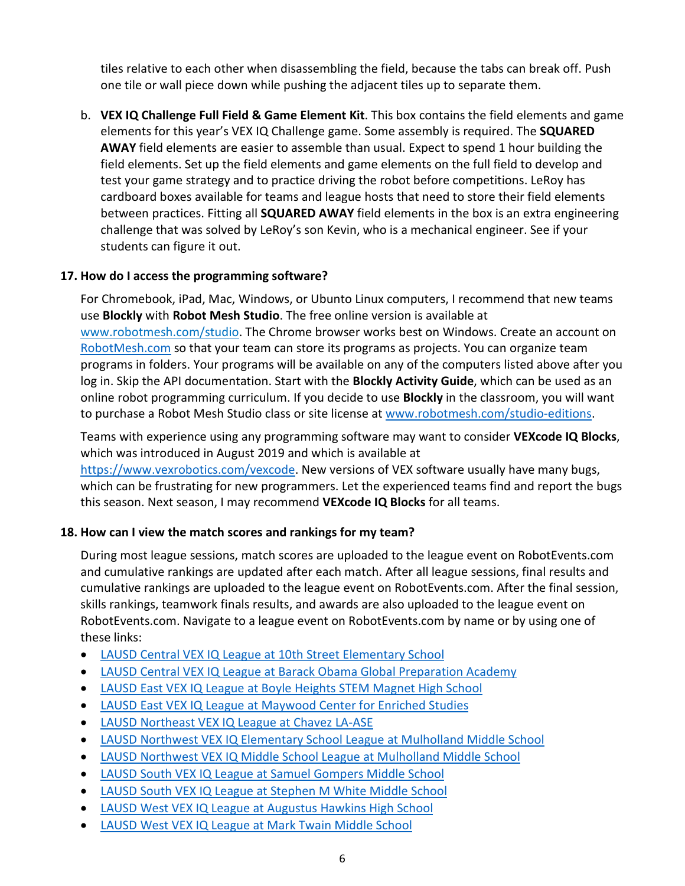tiles relative to each other when disassembling the field, because the tabs can break off. Push one tile or wall piece down while pushing the adjacent tiles up to separate them.

b. **VEX IQ Challenge Full Field & Game Element Kit**. This box contains the field elements and game elements for this year's VEX IQ Challenge game. Some assembly is required. The **SQUARED AWAY** field elements are easier to assemble than usual. Expect to spend 1 hour building the field elements. Set up the field elements and game elements on the full field to develop and test your game strategy and to practice driving the robot before competitions. LeRoy has cardboard boxes available for teams and league hosts that need to store their field elements between practices. Fitting all **SQUARED AWAY** field elements in the box is an extra engineering challenge that was solved by LeRoy's son Kevin, who is a mechanical engineer. See if your students can figure it out.

### 17. How do I access the programming software?

For Chromebook, iPad, Mac, Windows, or Ubunto Linux computers, I recommend that new teams use **Blockly** with **Robot Mesh Studio**. The free online version is available at [www.robotmesh.com/studio](www.robotmesh.com/studio). The Chrome browser works best on Windows. Create an account on [RobotMesh.com](RobotMesh.com) so that your team can store its programs as projects. You can organize team programs in folders. Your programs will be available on any of the computers listed above after you log in. Skip the API documentation. Start with the **Blockly Activity Guide**, which can be used as an online robot programming curriculum. If you decide to use **Blockly** in the classroom, you will want to purchase a Robot Mesh Studio class or site license at [www.robotmesh.com/studio-editions](www.robotmesh.com/studio-editions).

Teams with experience using any programming software may want to consider **VEXcode IQ Blocks**, which was introduced in August 2019 and which is available at [https://www.vexrobotics.com/vexcode](https://www.vexrobotics.com/vexcode). New versions of VEX software usually have many bugs, which can be frustrating for new programmers. Let the experienced teams find and report the bugs this season. Next season, I may recommend **VEXcode IQ Blocks** for all teams.

### 18. How can I view the match scores and rankings for my team?

During most league sessions, match scores are uploaded to the league event on RobotEvents.com and cumulative rankings are updated after each match. After all league sessions, final results and cumulative rankings are uploaded to the league event on RobotEvents.com. After the final session, skills rankings, teamwork finals results, and awards are also uploaded to the league event on RobotEvents.com. Navigate to a league event on RobotEvents.com by name or by using one of these links:

- LAUSD Central VEX IQ League at 10th Street Elementary School
- LAUSD Central VEX IQ League at Barack Obama Global Preparation Academy
- LAUSD East VEX IQ League at Boyle Heights STEM Magnet High School
- LAUSD East VEX IQ League at Maywood Center for Enriched Studies
- LAUSD Northeast VEX IQ League at Chavez LA-ASE
- LAUSD Northwest VEX IQ Elementary School League at Mulholland Middle School
- LAUSD Northwest VEX IQ Middle School League at Mulholland Middle School
- LAUSD South VEX IQ League at Samuel Gompers Middle School
- LAUSD South VEX IQ League at Stephen M White Middle School
- LAUSD West VEX IQ League at Augustus Hawkins High School
- LAUSD West VEX IQ League at Mark Twain Middle School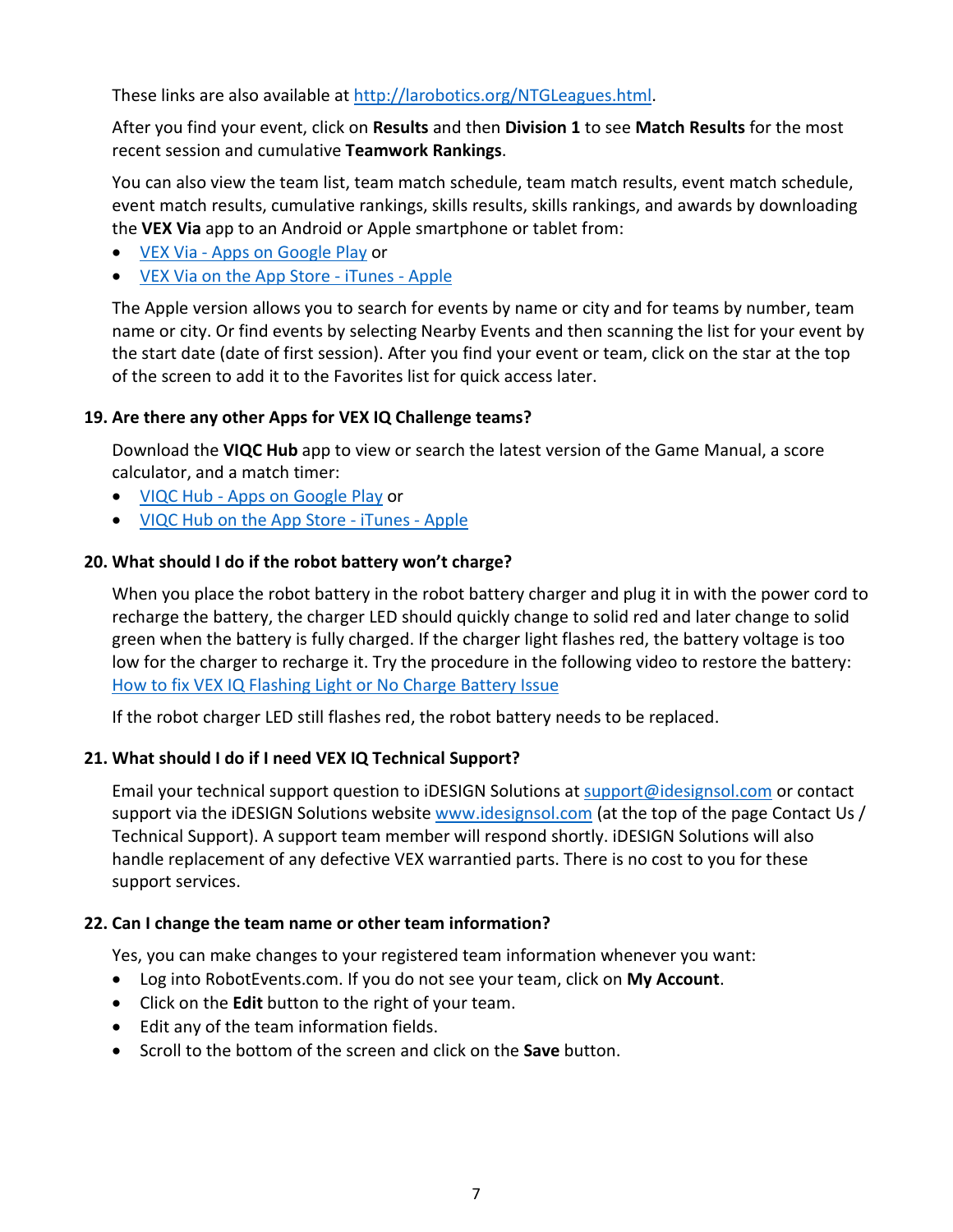These links are also available at [http://larobotics.org/NTGLeagues.html](http://larobotics.org/NTGLeagues.html).

After you find your event, click on **Results** and then **Division 1** to see **Match Results** for the most recent session and cumulative **Teamwork Rankings**.

You can also view the team list, team match schedule, team match results, event match schedule, event match results, cumulative rankings, skills results, skills rankings, and awards by downloading the **VEX Via** app to an Android or Apple smartphone or tablet from:

- VEX Via - Apps on Google Play or
- VEX Via on the App Store - iTunes - Apple

The Apple version allows you to search for events by name or city and for teams by number, team name or city. Or find events by selecting Nearby Events and then scanning the list for your event by the start date (date of first session). After you find your event or team, click on the star at the top of the screen to add it to the Favorites list for quick access later.

### 19. Are there any other Apps for VEX IQ Challenge teams?

Download the **VIQC Hub** app to view or search the latest version of the Game Manual, a score calculator, and a match timer:

- VIQC Hub - Apps on Google Play or
- VIQC Hub on the App Store - iTunes - Apple

### 20. What should I do if the robot battery won't charge?

When you place the robot battery in the robot battery charger and plug it in with the power cord to recharge the battery, the charger LED should quickly change to solid red and later change to solid green when the battery is fully charged. If the charger light flashes red, the battery voltage is too low for the charger to recharge it. Try the procedure in the following video to restore the battery: How to fix VEX IQ Flashing Light or No Charge Battery Issue

If the robot charger LED still flashes red, the robot battery needs to be replaced.

### 21. What should I do if I need VEX IQ Technical Support?

Email your technical support question to iDESIGN Solutions at [support@idesignsol.com](mailto:support@idesignsol.com) or contact support via the iDESIGN Solutions website [www.idesignsol.com](http://www.idesignsol.com) (at the top of the page Contact Us / Technical Support). A support team member will respond shortly. iDESIGN Solutions will also handle replacement of any defective VEX warrantied parts. There is no cost to you for these support services.

### 22. Can I change the team name or other team information?

Yes, you can make changes to your registered team information whenever you want:

- Log into RobotEvents.com. If you do not see your team, click on **My Account**.
- Click on the **Edit** button to the right of your team.
- Edit any of the team information fields.
- Scroll to the bottom of the screen and click on the **Save** button.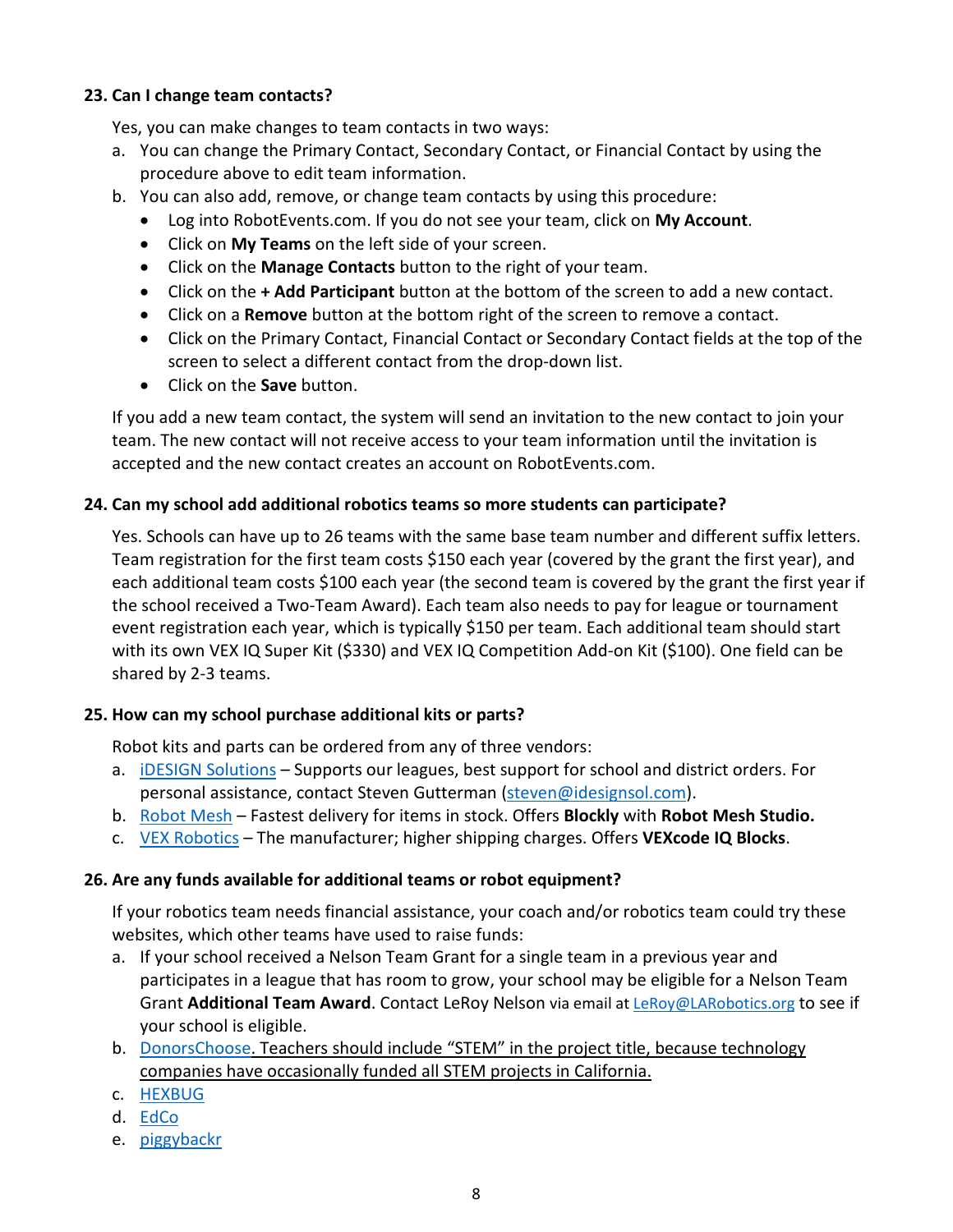**23. Can I change team contacts?**

Yes, you can make changes to team contacts in two ways:

a. You can change the Primary Contact, Secondary Contact, or Financial Contact by using the procedure above to edit team information.
b. You can also add, remove, or change team contacts by using this procedure:
   - Log into RobotEvents.com. If you do not see your team, click on **My Account**.
   - Click on **My Teams** on the left side of your screen.
   - Click on the **Manage Contacts** button to the right of your team.
   - Click on the **+ Add Participant** button at the bottom of the screen to add a new contact.
   - Click on a **Remove** button at the bottom right of the screen to remove a contact.
   - Click on the Primary Contact, Financial Contact or Secondary Contact fields at the top of the screen to select a different contact from the drop-down list.
   - Click on the **Save** button.

If you add a new team contact, the system will send an invitation to the new contact to join your team. The new contact will not receive access to your team information until the invitation is accepted and the new contact creates an account on RobotEvents.com.

**24. Can my school add additional robotics teams so more students can participate?**

Yes. Schools can have up to 26 teams with the same base team number and different suffix letters. Team registration for the first team costs $150 each year (covered by the grant the first year), and each additional team costs $100 each year (the second team is covered by the grant the first year if the school received a Two-Team Award). Each team also needs to pay for league or tournament event registration each year, which is typically $150 per team. Each additional team should start with its own VEX IQ Super Kit ($330) and VEX IQ Competition Add-on Kit ($100). One field can be shared by 2-3 teams.

**25. How can my school purchase additional kits or parts?**

Robot kits and parts can be ordered from any of three vendors:

a. iDESIGN Solutions – Supports our leagues, best support for school and district orders. For personal assistance, contact Steven Gutterman (steven@idesignsol.com).
b. Robot Mesh – Fastest delivery for items in stock. Offers **Blockly** with **Robot Mesh Studio.**
c. VEX Robotics – The manufacturer; higher shipping charges. Offers **VEXcode IQ Blocks**.

**26. Are any funds available for additional teams or robot equipment?**

If your robotics team needs financial assistance, your coach and/or robotics team could try these websites, which other teams have used to raise funds:

a. If your school received a Nelson Team Grant for a single team in a previous year and participates in a league that has room to grow, your school may be eligible for a Nelson Team Grant **Additional Team Award**. Contact LeRoy Nelson via email at LeRoy@LARobotics.org to see if your school is eligible.
b. DonorsChoose. Teachers should include "STEM" in the project title, because technology companies have occasionally funded all STEM projects in California.
c. HEXBUG
d. EdCo
e. piggybackr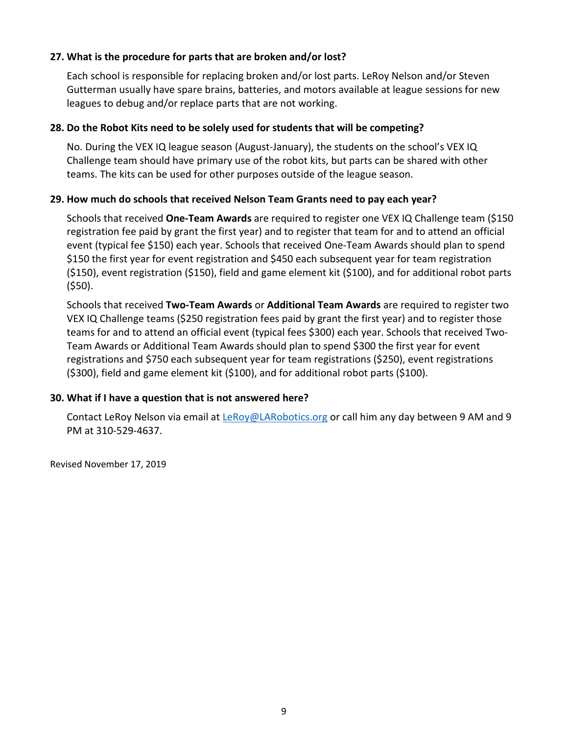**27. What is the procedure for parts that are broken and/or lost?**

Each school is responsible for replacing broken and/or lost parts. LeRoy Nelson and/or Steven Gutterman usually have spare brains, batteries, and motors available at league sessions for new leagues to debug and/or replace parts that are not working.

**28. Do the Robot Kits need to be solely used for students that will be competing?**

No. During the VEX IQ league season (August-January), the students on the school's VEX IQ Challenge team should have primary use of the robot kits, but parts can be shared with other teams. The kits can be used for other purposes outside of the league season.

**29. How much do schools that received Nelson Team Grants need to pay each year?**

Schools that received **One-Team Awards** are required to register one VEX IQ Challenge team ($150 registration fee paid by grant the first year) and to register that team for and to attend an official event (typical fee $150) each year. Schools that received One-Team Awards should plan to spend $150 the first year for event registration and $450 each subsequent year for team registration ($150), event registration ($150), field and game element kit ($100), and for additional robot parts ($50).

Schools that received **Two-Team Awards** or **Additional Team Awards** are required to register two VEX IQ Challenge teams ($250 registration fees paid by grant the first year) and to register those teams for and to attend an official event (typical fees $300) each year. Schools that received Two-Team Awards or Additional Team Awards should plan to spend $300 the first year for event registrations and $750 each subsequent year for team registrations ($250), event registrations ($300), field and game element kit ($100), and for additional robot parts ($100).

**30. What if I have a question that is not answered here?**

Contact LeRoy Nelson via email at [LeRoy@LARobotics.org](mailto:LeRoy@LARobotics.org) or call him any day between 9 AM and 9 PM at 310-529-4637.

Revised November 17, 2019